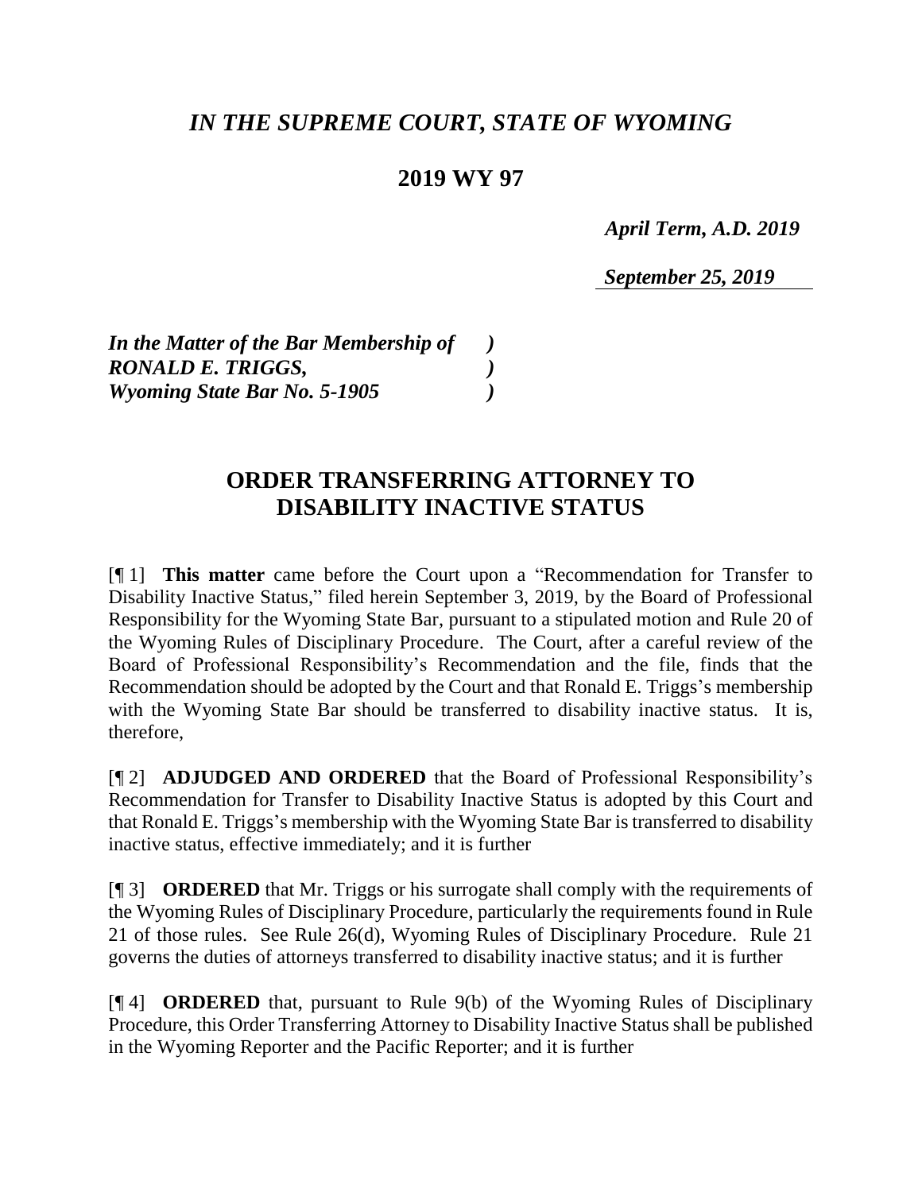# *IN THE SUPREME COURT, STATE OF WYOMING*

## 2019 WY 97

*April Term, A.D. 2019*

*September 25, 2019*

*In the Matter of the Bar Membership of )*
*RONALD E. TRIGGS, )*
*Wyoming State Bar No. 5-1905 )*

## ORDER TRANSFERRING ATTORNEY TO DISABILITY INACTIVE STATUS

[¶ 1] **This matter** came before the Court upon a "Recommendation for Transfer to Disability Inactive Status," filed herein September 3, 2019, by the Board of Professional Responsibility for the Wyoming State Bar, pursuant to a stipulated motion and Rule 20 of the Wyoming Rules of Disciplinary Procedure. The Court, after a careful review of the Board of Professional Responsibility's Recommendation and the file, finds that the Recommendation should be adopted by the Court and that Ronald E. Triggs's membership with the Wyoming State Bar should be transferred to disability inactive status. It is, therefore,

[¶ 2] **ADJUDGED AND ORDERED** that the Board of Professional Responsibility's Recommendation for Transfer to Disability Inactive Status is adopted by this Court and that Ronald E. Triggs's membership with the Wyoming State Bar is transferred to disability inactive status, effective immediately; and it is further

[¶ 3] **ORDERED** that Mr. Triggs or his surrogate shall comply with the requirements of the Wyoming Rules of Disciplinary Procedure, particularly the requirements found in Rule 21 of those rules. See Rule 26(d), Wyoming Rules of Disciplinary Procedure. Rule 21 governs the duties of attorneys transferred to disability inactive status; and it is further

[¶ 4] **ORDERED** that, pursuant to Rule 9(b) of the Wyoming Rules of Disciplinary Procedure, this Order Transferring Attorney to Disability Inactive Status shall be published in the Wyoming Reporter and the Pacific Reporter; and it is further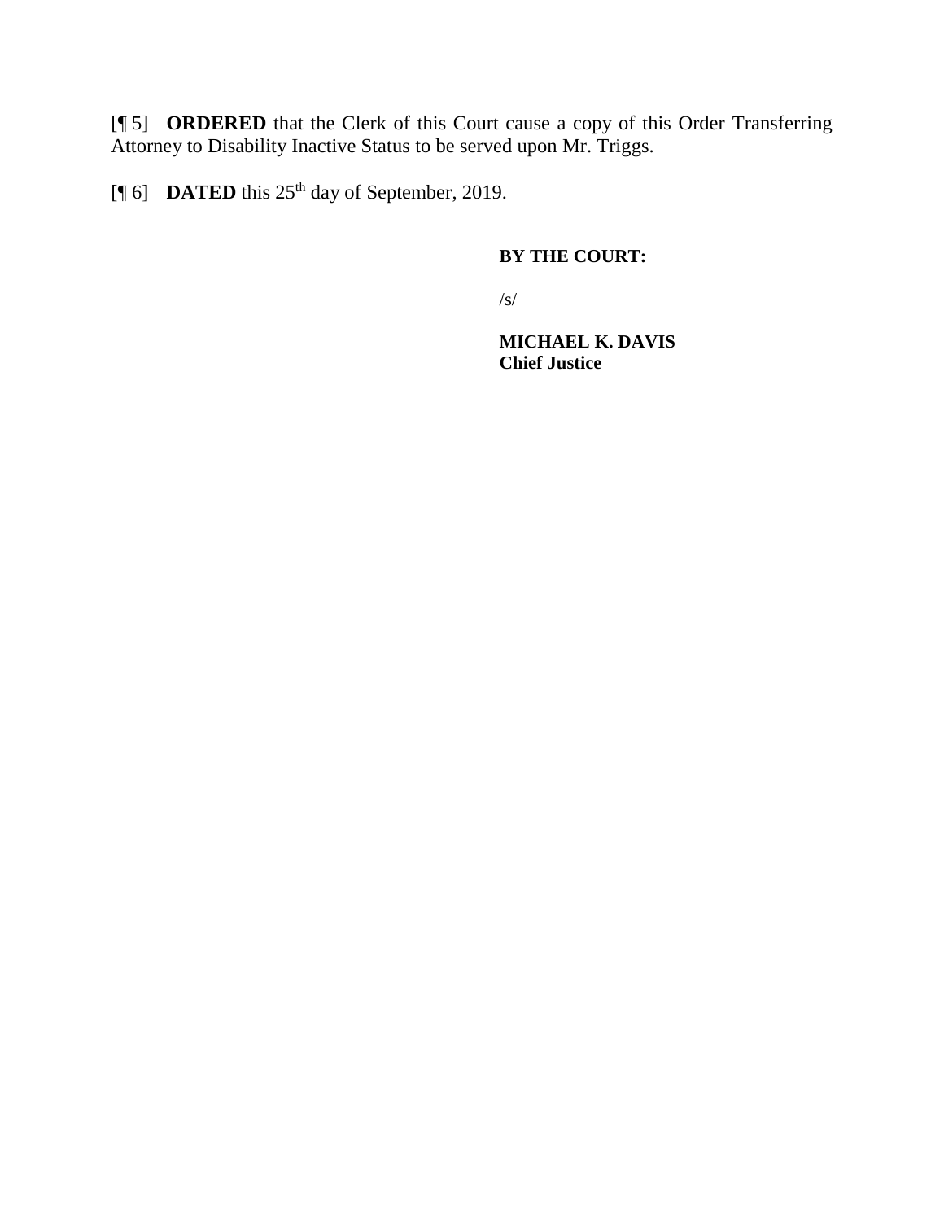[¶ 5] **ORDERED** that the Clerk of this Court cause a copy of this Order Transferring Attorney to Disability Inactive Status to be served upon Mr. Triggs.

[¶ 6] **DATED** this 25th day of September, 2019.

**BY THE COURT:**

/s/

**MICHAEL K. DAVIS**
**Chief Justice**